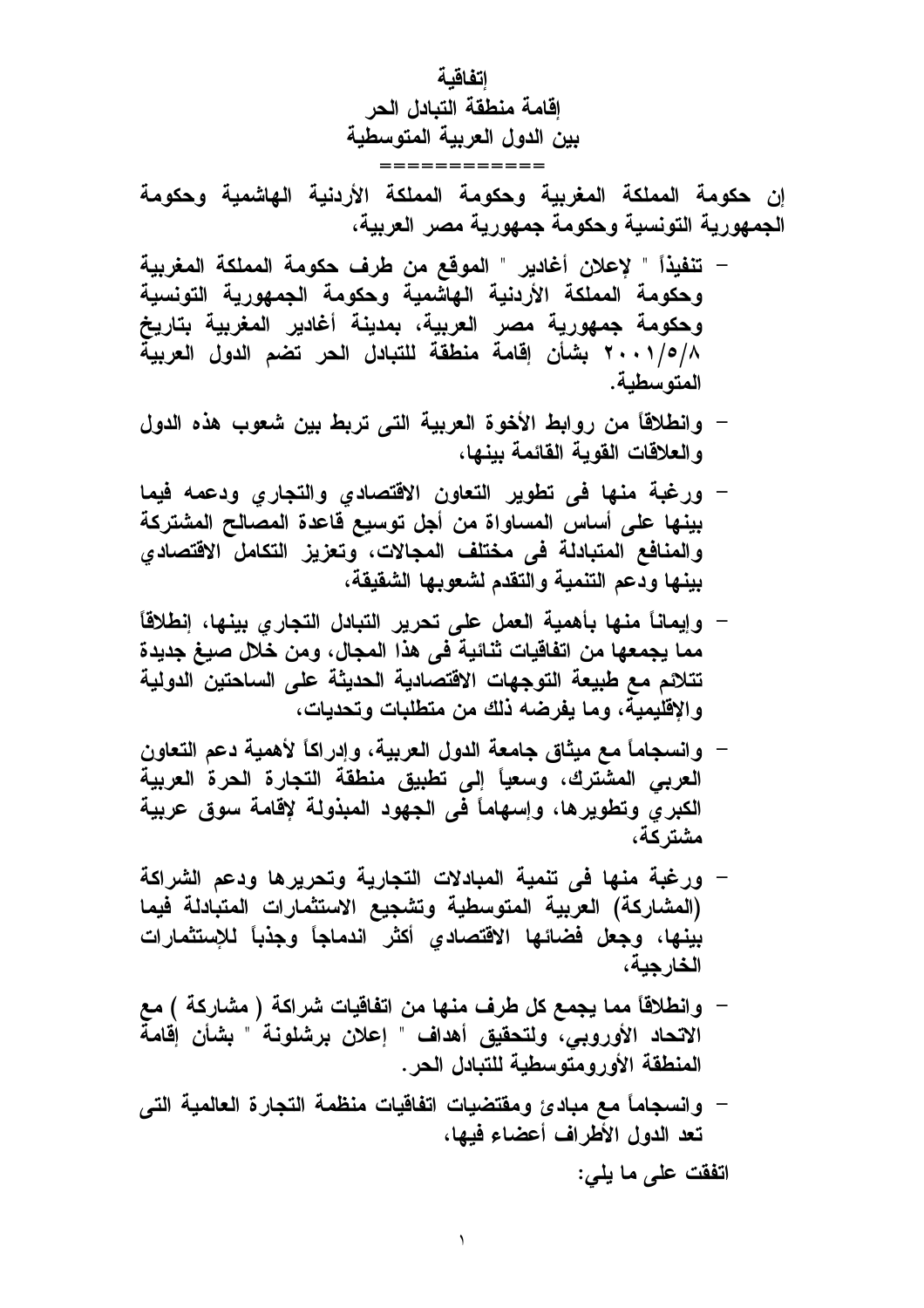# إتفاقية
# إقامة منطقة التبادل الحر
# بين الدول العربية المتوسطية

============

**إن حكومة المملكة المغربية وحكومة المملكة الأردنية الهاشمية وحكومة الجمهورية التونسية وحكومة جمهورية مصر العربية،**

- **تنفيذاً " لإعلان أغادير " الموقع من طرف حكومة المملكة المغربية وحكومة المملكة الأردنية الهاشمية وحكومة الجمهورية التونسية وحكومة جمهورية مصر العربية، بمدينة أغادير المغربية بتاريخ ٢٠٠١/٥/٨ بشأن إقامة منطقة للتبادل الحر تضم الدول العربية المتوسطية.**
- **وانطلاقاً من روابط الأخوة العربية التى تربط بين شعوب هذه الدول والعلاقات القوية القائمة بينها،**
- **ورغبة منها فى تطوير التعاون الاقتصادي والتجاري ودعمه فيما بينها على أساس المساواة من أجل توسيع قاعدة المصالح المشتركة والمنافع المتبادلة فى مختلف المجالات، وتعزيز التكامل الاقتصادي بينها ودعم التنمية والتقدم لشعوبها الشقيقة،**
- **وإيماناً منها بأهمية العمل على تحرير التبادل التجاري بينها، إنطلاقاً مما يجمعها من اتفاقيات ثنائية فى هذا المجال، ومن خلال صيغ جديدة تتلائم مع طبيعة التوجهات الاقتصادية الحديثة على الساحتين الدولية والإقليمية، وما يفرضه ذلك من متطلبات وتحديات،**
- **وانسجاماً مع ميثاق جامعة الدول العربية، وإدراكاً لأهمية دعم التعاون العربي المشترك، وسعياً إلى تطبيق منطقة التجارة الحرة العربية الكبري وتطويرها، وإسهاماً فى الجهود المبذولة لإقامة سوق عربية مشتركة،**
- **ورغبة منها فى تنمية المبادلات التجارية وتحريرها ودعم الشراكة (المشاركة) العربية المتوسطية وتشجيع الاستثمارات المتبادلة فيما بينها، وجعل فضائها الاقتصادي أكثر اندماجاً وجذباً للإستثمارات الخارجية،**
- **وانطلاقاً مما يجمع كل طرف منها من اتفاقيات شراكة ( مشاركة ) مع الاتحاد الأوروبي، ولتحقيق أهداف " إعلان برشلونة " بشأن إقامة المنطقة الأورومتوسطية للتبادل الحر.**
- **وانسجاماً مع مبادئ ومقتضيات اتفاقيات منظمة التجارة العالمية التى تعد الدول الأطراف أعضاء فيها،**

**اتفقت على ما يلي:**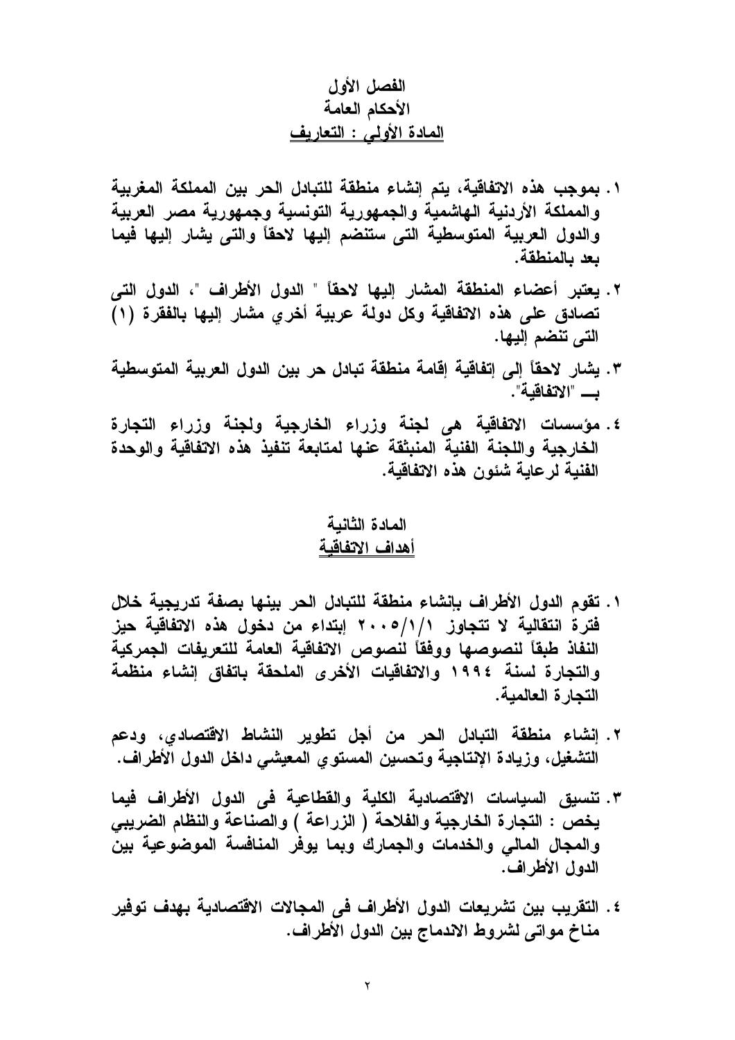# الفصل الأول

## الأحكام العامة

## المادة الأولي : التعاريف

١. بموجب هذه الاتفاقية، يتم إنشاء منطقة للتبادل الحر بين المملكة المغربية والمملكة الأردنية الهاشمية والجمهورية التونسية وجمهورية مصر العربية والدول العربية المتوسطية التى ستنضم إليها لاحقاً والتى يشار إليها فيما بعد بالمنطقة.

٢. يعتبر أعضاء المنطقة المشار إليها لاحقاً " الدول الأطراف "، الدول التى تصادق على هذه الاتفاقية وكل دولة عربية أخري مشار إليها بالفقرة (١) التى تنضم إليها.

٣. يشار لاحقاً إلى إتفاقية إقامة منطقة تبادل حر بين الدول العربية المتوسطية بـــ "الاتفاقية".

٤. مؤسسات الاتفاقية هى لجنة وزراء الخارجية ولجنة وزراء التجارة الخارجية واللجنة الفنية المنبثقة عنها لمتابعة تنفيذ هذه الاتفاقية والوحدة الفنية لرعاية شئون هذه الاتفاقية.

## المادة الثانية

## أهداف الاتفاقية

١. تقوم الدول الأطراف بإنشاء منطقة للتبادل الحر بينها بصفة تدريجية خلال فترة انتقالية لا تتجاوز ٢٠٠٥/١/١ إبتداء من دخول هذه الاتفاقية حيز النفاذ طبقاً لنصوصها ووفقاً لنصوص الاتفاقية العامة للتعريفات الجمركية والتجارة لسنة ١٩٩٤ والاتفاقيات الأخرى الملحقة باتفاق إنشاء منظمة التجارة العالمية.

٢. إنشاء منطقة التبادل الحر من أجل تطوير النشاط الاقتصادي، ودعم التشغيل، وزيادة الإنتاجية وتحسين المستوي المعيشي داخل الدول الأطراف.

٣. تنسيق السياسات الاقتصادية الكلية والقطاعية فى الدول الأطراف فيما يخص : التجارة الخارجية والفلاحة ( الزراعة ) والصناعة والنظام الضريبي والمجال المالي والخدمات والجمارك وبما يوفر المنافسة الموضوعية بين الدول الأطراف.

٤. التقريب بين تشريعات الدول الأطراف فى المجالات الاقتصادية بهدف توفير مناخ مواتى لشروط الاندماج بين الدول الأطراف.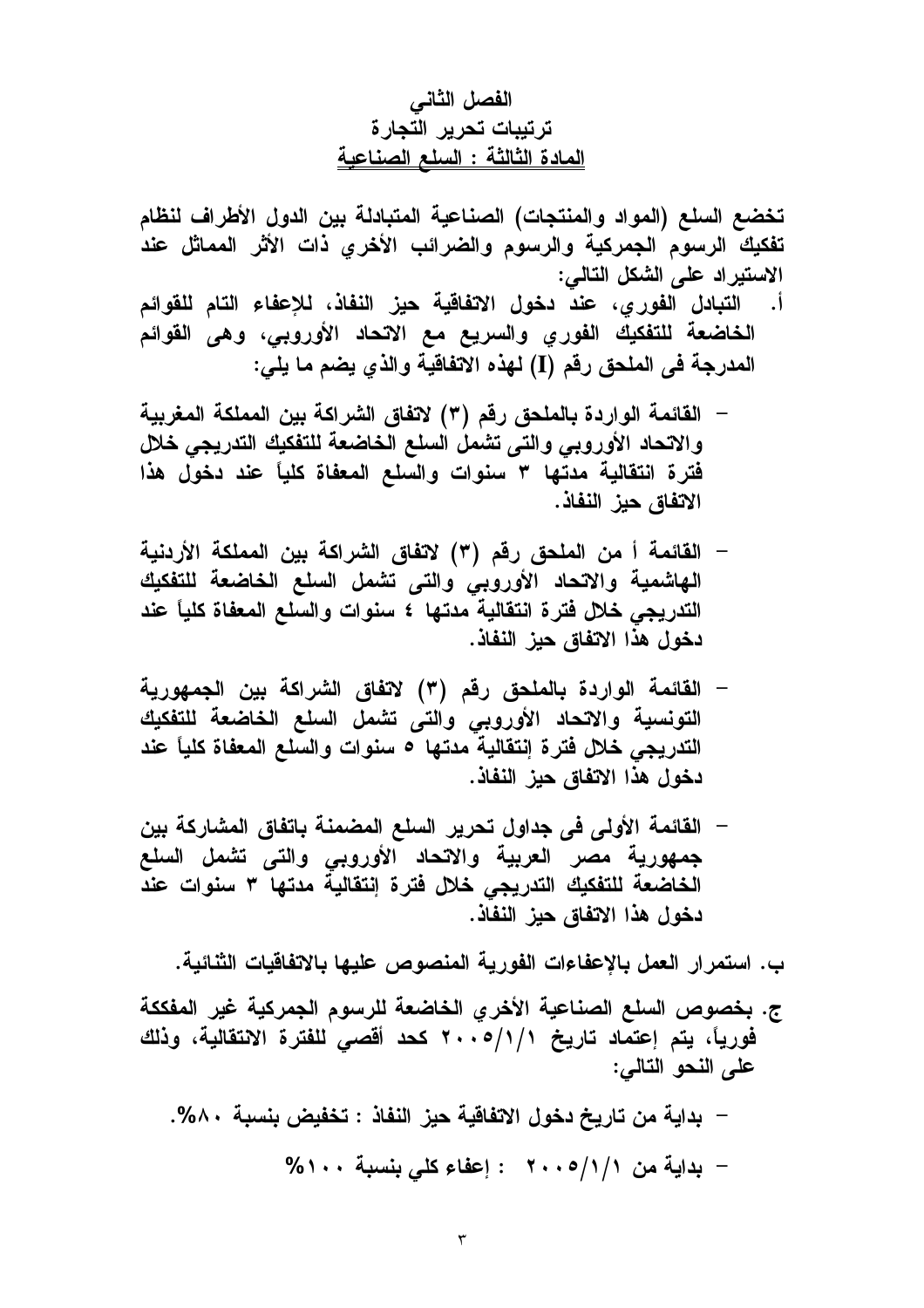## الفصل الثاني
## ترتيبات تحرير التجارة
## المادة الثالثة : السلع الصناعية

تخضع السلع (المواد والمنتجات) الصناعية المتبادلة بين الدول الأطراف لنظام تفكيك الرسوم الجمركية والرسوم والضرائب الأخري ذات الأثر المماثل عند الاستيراد على الشكل التالي:

أ. التبادل الفوري، عند دخول الاتفاقية حيز النفاذ، للإعفاء التام للقوائم الخاضعة للتفكيك الفوري والسريع مع الاتحاد الأوروبي، وهى القوائم المدرجة فى الملحق رقم (I) لهذه الاتفاقية والذي يضم ما يلي:

- القائمة الواردة بالملحق رقم (٣) لاتفاق الشراكة بين المملكة المغربية والاتحاد الأوروبي والتى تشمل السلع الخاضعة للتفكيك التدريجي خلال فترة انتقالية مدتها ٣ سنوات والسلع المعفاة كلياً عند دخول هذا الاتفاق حيز النفاذ.

- القائمة أ من الملحق رقم (٣) لاتفاق الشراكة بين المملكة الأردنية الهاشمية والاتحاد الأوروبي والتى تشمل السلع الخاضعة للتفكيك التدريجي خلال فترة انتقالية مدتها ٤ سنوات والسلع المعفاة كلياً عند دخول هذا الاتفاق حيز النفاذ.

- القائمة الواردة بالملحق رقم (٣) لاتفاق الشراكة بين الجمهورية التونسية والاتحاد الأوروبي والتى تشمل السلع الخاضعة للتفكيك التدريجي خلال فترة إنتقالية مدتها ٥ سنوات والسلع المعفاة كلياً عند دخول هذا الاتفاق حيز النفاذ.

- القائمة الأولى فى جداول تحرير السلع المضمنة باتفاق المشاركة بين جمهورية مصر العربية والاتحاد الأوروبي والتى تشمل السلع الخاضعة للتفكيك التدريجي خلال فترة إنتقالية مدتها ٣ سنوات عند دخول هذا الاتفاق حيز النفاذ.

ب. استمرار العمل بالإعفاءات الفورية المنصوص عليها بالاتفاقيات الثنائية.

ج. بخصوص السلع الصناعية الأخري الخاضعة للرسوم الجمركية غير المفككة فورياً، يتم إعتماد تاريخ ٢٠٠٥/١/١ كحد أقصي للفترة الانتقالية، وذلك على النحو التالي:

- بداية من تاريخ دخول الاتفاقية حيز النفاذ : تخفيض بنسبة ٨٠%.

- بداية من ٢٠٠٥/١/١ : إعفاء كلي بنسبة ١٠٠%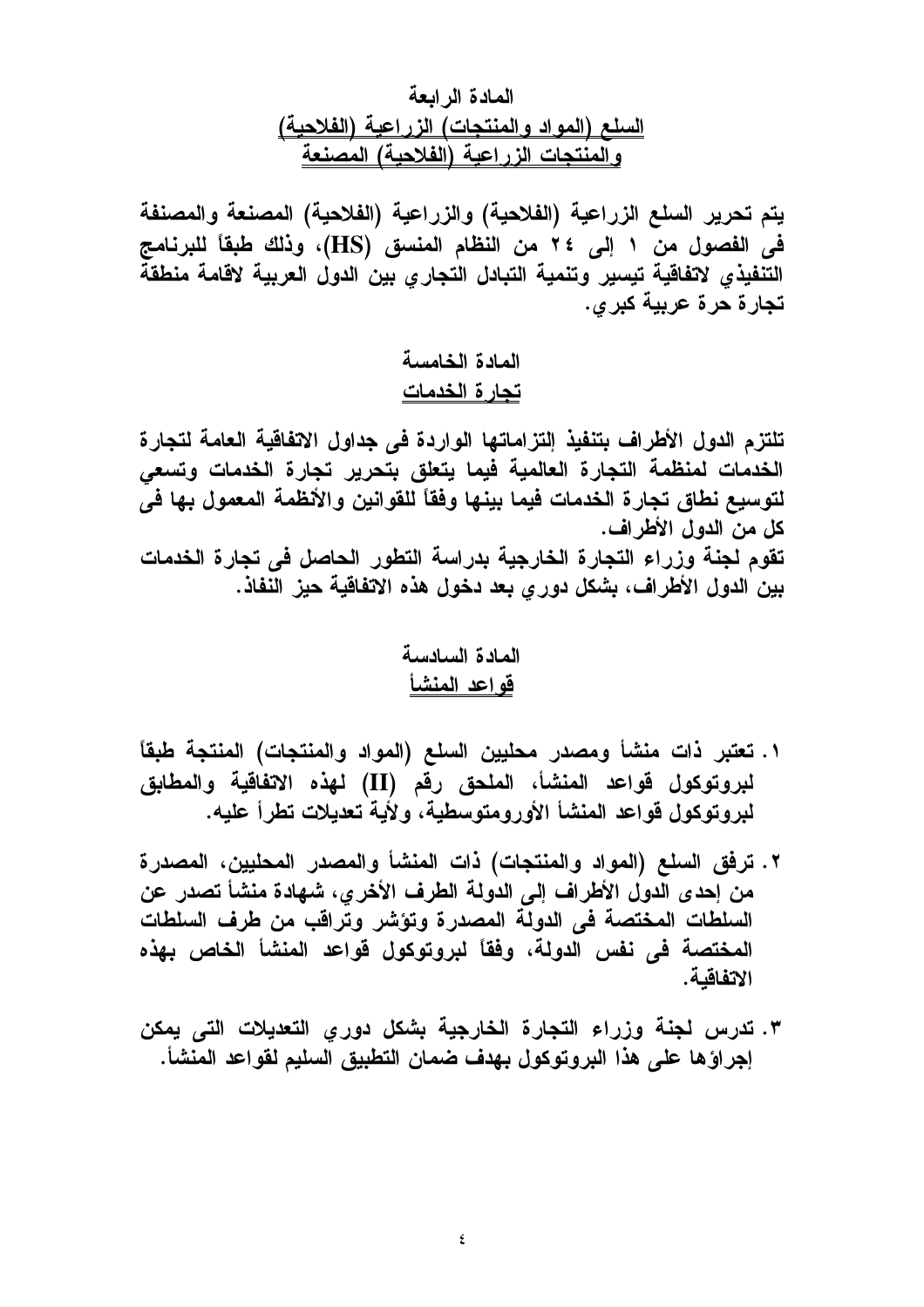## المادة الرابعة

## السلع (المواد والمنتجات) الزراعية (الفلاحية) والمنتجات الزراعية (الفلاحية) المصنعة

يتم تحرير السلع الزراعية (الفلاحية) والزراعية (الفلاحية) المصنعة والمصنفة فى الفصول من ١ إلى ٢٤ من النظام المنسق (HS)، وذلك طبقاً للبرنامج التنفيذي لاتفاقية تيسير وتنمية التبادل التجاري بين الدول العربية لاقامة منطقة تجارة حرة عربية كبري.

## المادة الخامسة

## تجارة الخدمات

تلتزم الدول الأطراف بتنفيذ إلتزاماتها الواردة فى جداول الاتفاقية العامة لتجارة الخدمات لمنظمة التجارة العالمية فيما يتعلق بتحرير تجارة الخدمات وتسعي لتوسيع نطاق تجارة الخدمات فيما بينها وفقاً للقوانين والأنظمة المعمول بها فى كل من الدول الأطراف.

تقوم لجنة وزراء التجارة الخارجية بدراسة التطور الحاصل فى تجارة الخدمات بين الدول الأطراف، بشكل دوري بعد دخول هذه الاتفاقية حيز النفاذ.

## المادة السادسة

## قواعد المنشأ

١. تعتبر ذات منشأ ومصدر محليين السلع (المواد والمنتجات) المنتجة طبقاً لبروتوكول قواعد المنشأ، الملحق رقم (II) لهذه الاتفاقية والمطابق لبروتوكول قواعد المنشأ الأورومتوسطية، ولأية تعديلات تطرأ عليه.

٢. ترفق السلع (المواد والمنتجات) ذات المنشأ والمصدر المحليين، المصدرة من إحدى الدول الأطراف إلى الدولة الطرف الأخري، شهادة منشأ تصدر عن السلطات المختصة فى الدولة المصدرة وتؤشر وتراقب من طرف السلطات المختصة فى نفس الدولة، وفقاً لبروتوكول قواعد المنشأ الخاص بهذه الاتفاقية.

٣. تدرس لجنة وزراء التجارة الخارجية بشكل دوري التعديلات التى يمكن إجراؤها على هذا البروتوكول بهدف ضمان التطبيق السليم لقواعد المنشأ.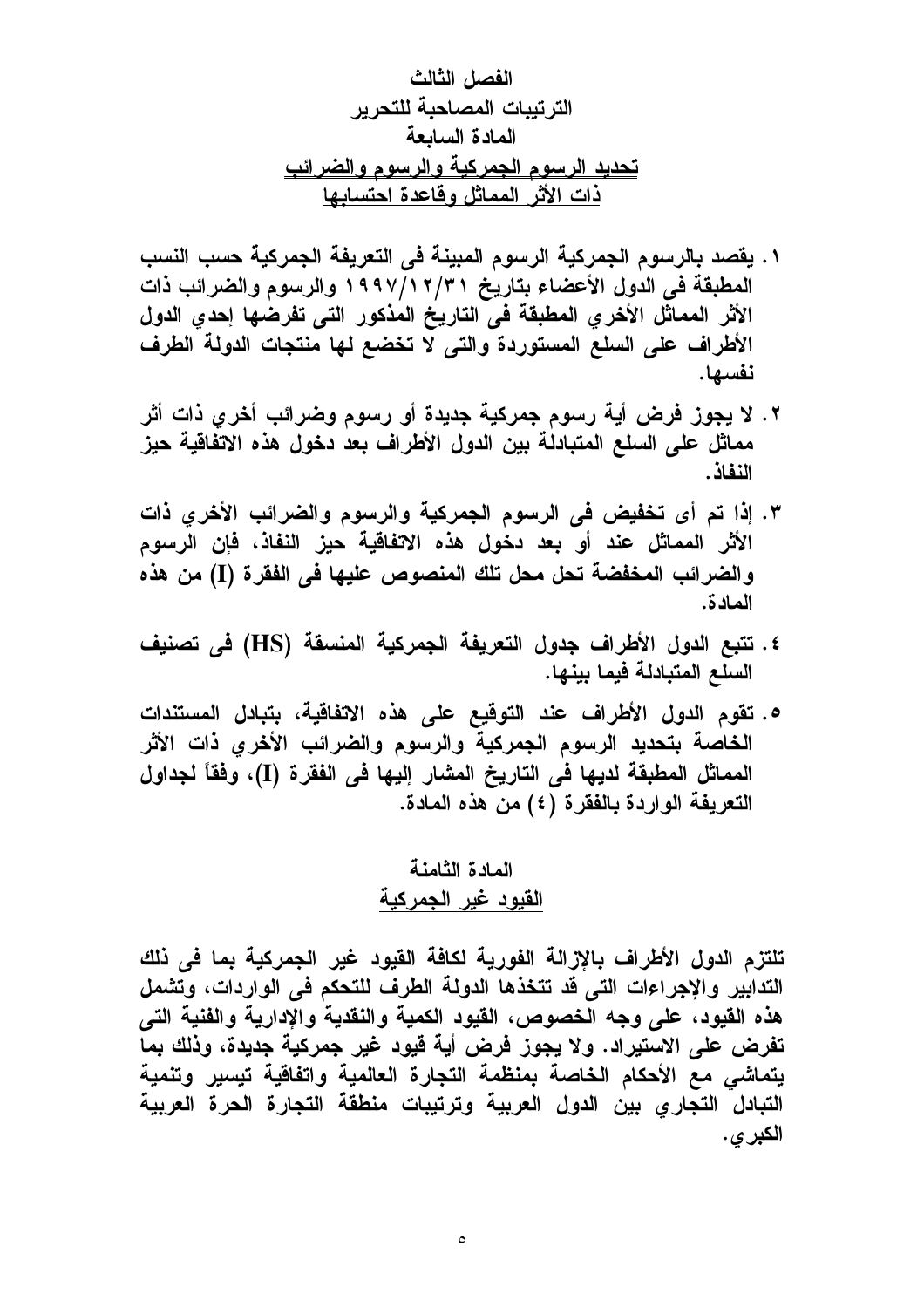# الفصل الثالث

# الترتيبات المصاحبة للتحرير

## المادة السابعة

## تحديد الرسوم الجمركية والرسوم والضرائب ذات الأثر المماثل وقاعدة احتسابها

١. يقصد بالرسوم الجمركية الرسوم المبينة فى التعريفة الجمركية حسب النسب المطبقة فى الدول الأعضاء بتاريخ ١٩٩٧/١٢/٣١ والرسوم والضرائب ذات الأثر المماثل الأخري المطبقة فى التاريخ المذكور التى تفرضها إحدي الدول الأطراف على السلع المستوردة والتى لا تخضع لها منتجات الدولة الطرف نفسها.

٢. لا يجوز فرض أية رسوم جمركية جديدة أو رسوم وضرائب أخري ذات أثر مماثل على السلع المتبادلة بين الدول الأطراف بعد دخول هذه الاتفاقية حيز النفاذ.

٣. إذا تم أى تخفيض فى الرسوم الجمركية والرسوم والضرائب الأخري ذات الأثر المماثل عند أو بعد دخول هذه الاتفاقية حيز النفاذ، فإن الرسوم والضرائب المخفضة تحل محل تلك المنصوص عليها فى الفقرة (I) من هذه المادة.

٤. تتبع الدول الأطراف جدول التعريفة الجمركية المنسقة (HS) فى تصنيف السلع المتبادلة فيما بينها.

٥. تقوم الدول الأطراف عند التوقيع على هذه الاتفاقية، بتبادل المستندات الخاصة بتحديد الرسوم الجمركية والرسوم والضرائب الأخري ذات الأثر المماثل المطبقة لديها فى التاريخ المشار إليها فى الفقرة (I)، وفقاً لجداول التعريفة الواردة بالفقرة (٤) من هذه المادة.

## المادة الثامنة

## القيود غير الجمركية

تلتزم الدول الأطراف بالإزالة الفورية لكافة القيود غير الجمركية بما فى ذلك التدابير والإجراءات التى قد تتخذها الدولة الطرف للتحكم فى الواردات، وتشمل هذه القيود، على وجه الخصوص، القيود الكمية والنقدية والإدارية والفنية التى تفرض على الاستيراد. ولا يجوز فرض أية قيود غير جمركية جديدة، وذلك بما يتماشي مع الأحكام الخاصة بمنظمة التجارة العالمية واتفاقية تيسير وتنمية التبادل التجاري بين الدول العربية وترتيبات منطقة التجارة الحرة العربية الكبري.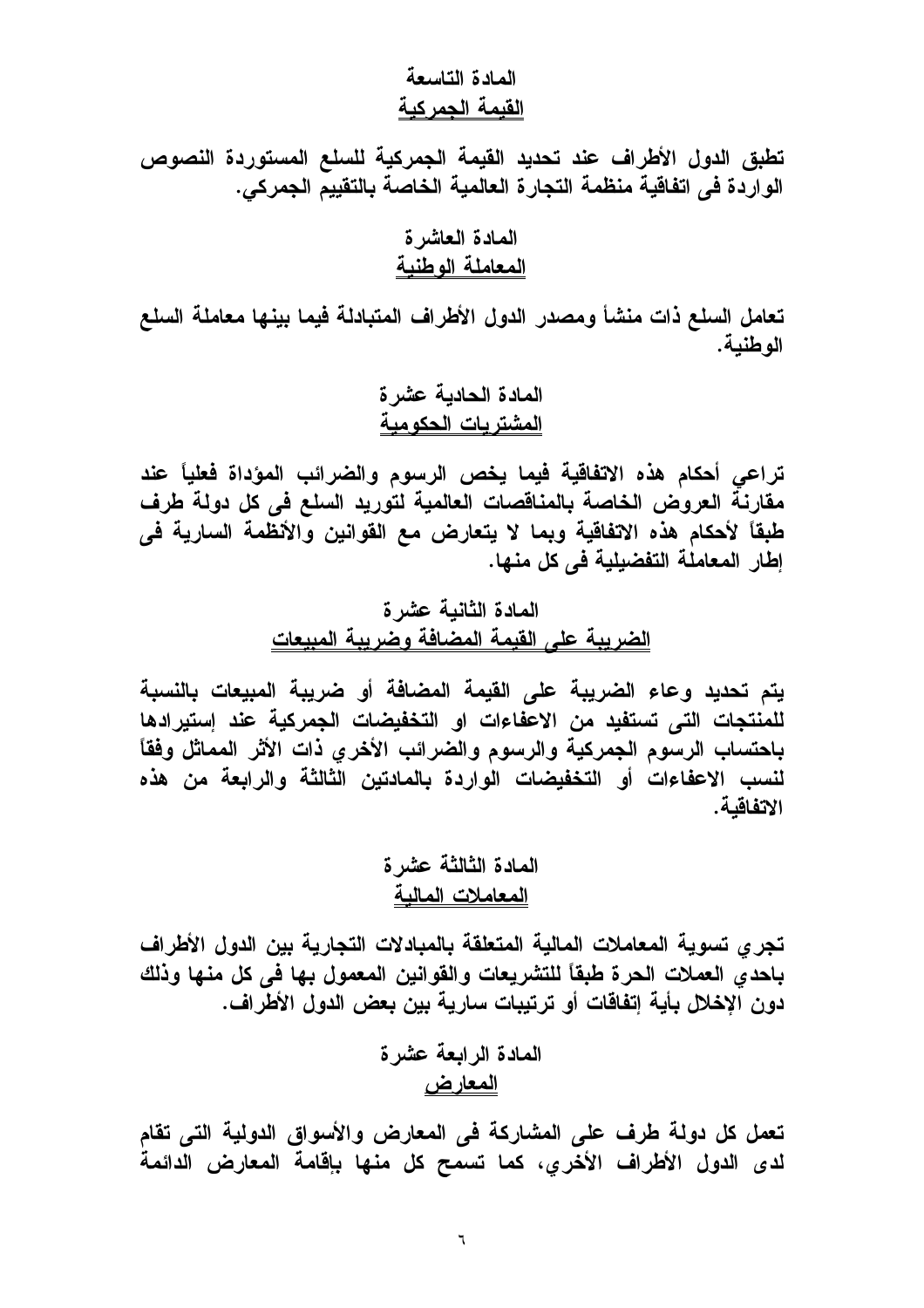## المادة التاسعة
## القيمة الجمركية

تطبق الدول الأطراف عند تحديد القيمة الجمركية للسلع المستوردة النصوص الواردة فى اتفاقية منظمة التجارة العالمية الخاصة بالتقييم الجمركي.

## المادة العاشرة
## المعاملة الوطنية

تعامل السلع ذات منشأ ومصدر الدول الأطراف المتبادلة فيما بينها معاملة السلع الوطنية.

## المادة الحادية عشرة
## المشتريات الحكومية

تراعي أحكام هذه الاتفاقية فيما يخص الرسوم والضرائب المؤداة فعلياً عند مقارنة العروض الخاصة بالمناقصات العالمية لتوريد السلع فى كل دولة طرف طبقاً لأحكام هذه الاتفاقية وبما لا يتعارض مع القوانين والأنظمة السارية فى إطار المعاملة التفضيلية فى كل منها.

## المادة الثانية عشرة
## الضريبة على القيمة المضافة وضريبة المبيعات

يتم تحديد وعاء الضريبة على القيمة المضافة أو ضريبة المبيعات بالنسبة للمنتجات التى تستفيد من الاعفاءات او التخفيضات الجمركية عند إستيرادها باحتساب الرسوم الجمركية والرسوم والضرائب الأخري ذات الأثر المماثل وفقاً لنسب الاعفاءات أو التخفيضات الواردة بالمادتين الثالثة والرابعة من هذه الاتفاقية.

## المادة الثالثة عشرة
## المعاملات المالية

تجري تسوية المعاملات المالية المتعلقة بالمبادلات التجارية بين الدول الأطراف باحدي العملات الحرة طبقاً للتشريعات والقوانين المعمول بها فى كل منها وذلك دون الإخلال بأية إتفاقات أو ترتيبات سارية بين بعض الدول الأطراف.

## المادة الرابعة عشرة
## المعارض

تعمل كل دولة طرف على المشاركة فى المعارض والأسواق الدولية التى تقام لدى الدول الأطراف الأخري، كما تسمح كل منها بإقامة المعارض الدائمة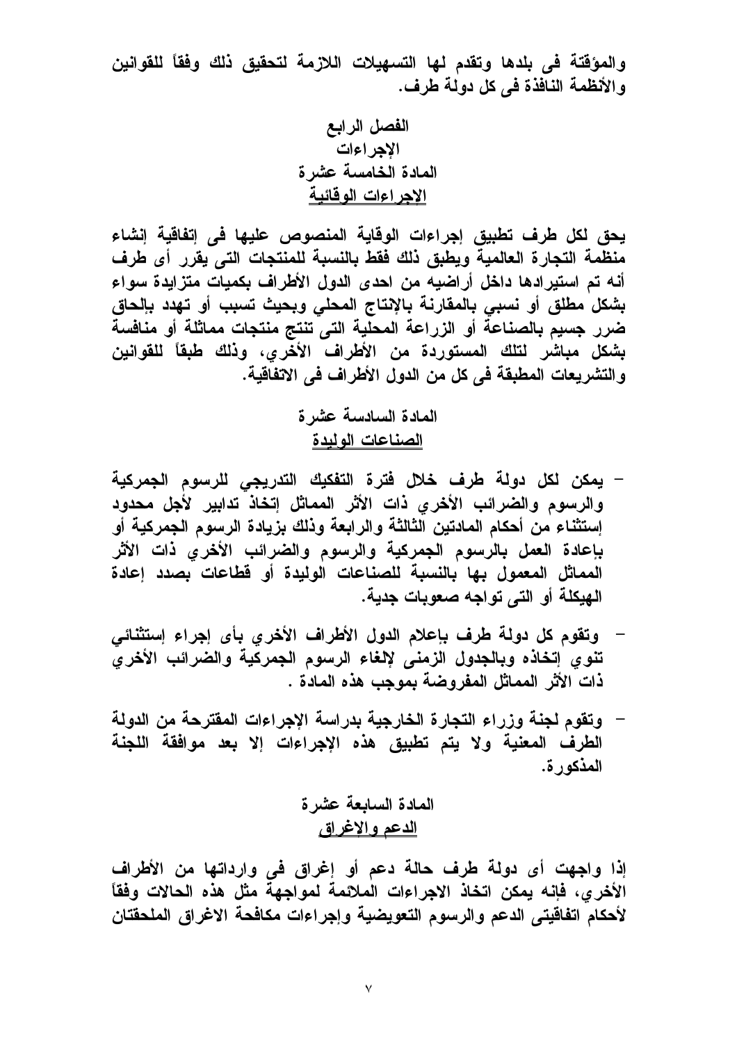والمؤقتة فى بلدها وتقدم لها التسهيلات اللازمة لتحقيق ذلك وفقاً للقوانين والأنظمة النافذة فى كل دولة طرف.

## الفصل الرابع
## الإجراءات
### المادة الخامسة عشرة
### الإجراءات الوقائية

يحق لكل طرف تطبيق إجراءات الوقاية المنصوص عليها فى إتفاقية إنشاء منظمة التجارة العالمية ويطبق ذلك فقط بالنسبة للمنتجات التى يقرر أى طرف أنه تم استيرادها داخل أراضيه من احدى الدول الأطراف بكميات متزايدة سواء بشكل مطلق أو نسبي بالمقارنة بالإنتاج المحلي وبحيث تسبب أو تهدد بإلحاق ضرر جسيم بالصناعة أو الزراعة المحلية التى تنتج منتجات مماثلة أو منافسة بشكل مباشر لتلك المستوردة من الأطراف الأخري، وذلك طبقاً للقوانين والتشريعات المطبقة فى كل من الدول الأطراف فى الاتفاقية.

### المادة السادسة عشرة
### الصناعات الوليدة

- يمكن لكل دولة طرف خلال فترة التفكيك التدريجي للرسوم الجمركية والرسوم والضرائب الأخري ذات الأثر المماثل إتخاذ تدابير لأجل محدود إستثناء من أحكام المادتين الثالثة والرابعة وذلك بزيادة الرسوم الجمركية أو بإعادة العمل بالرسوم الجمركية والرسوم والضرائب الأخري ذات الأثر المماثل المعمول بها بالنسبة للصناعات الوليدة أو قطاعات بصدد إعادة الهيكلة أو التى تواجه صعوبات جدية.
- وتقوم كل دولة طرف بإعلام الدول الأطراف الأخري بأى إجراء إستثنائي تنوي إتخاذه وبالجدول الزمنى لإلغاء الرسوم الجمركية والضرائب الأخري ذات الأثر المماثل المفروضة بموجب هذه المادة .
- وتقوم لجنة وزراء التجارة الخارجية بدراسة الإجراءات المقترحة من الدولة الطرف المعنية ولا يتم تطبيق هذه الإجراءات إلا بعد موافقة اللجنة المذكورة.

### المادة السابعة عشرة
### الدعم والإغراق

إذا واجهت أى دولة طرف حالة دعم أو إغراق فى وارداتها من الأطراف الأخري، فإنه يمكن اتخاذ الاجراءات الملائمة لمواجهة مثل هذه الحالات وفقاً لأحكام اتفاقيتى الدعم والرسوم التعويضية وإجراءات مكافحة الاغراق الملحقتان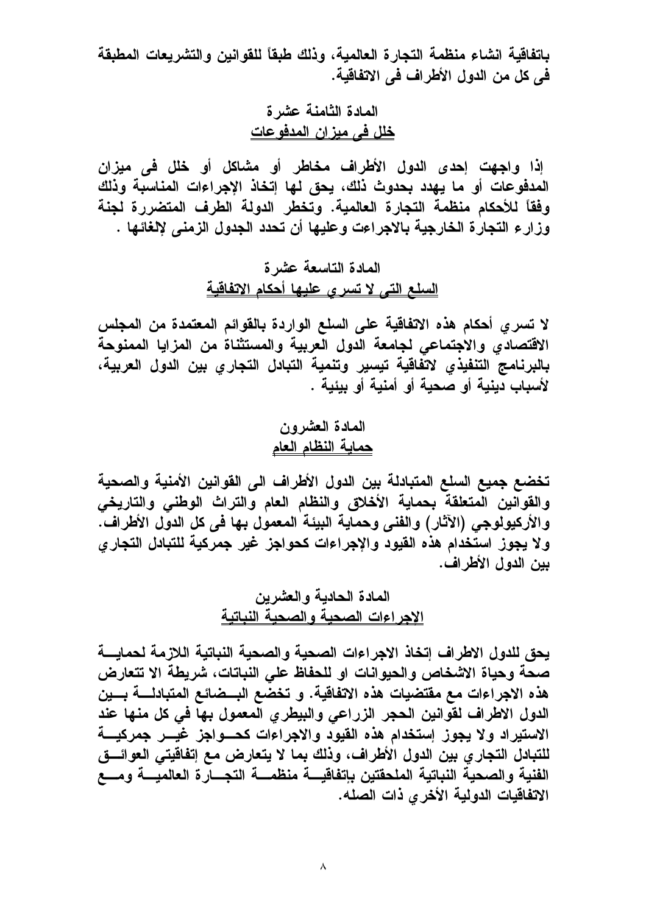باتفاقية انشاء منظمة التجارة العالمية، وذلك طبقاً للقوانين والتشريعات المطبقة فى كل من الدول الأطراف فى الاتفاقية.

## المادة الثامنة عشرة
## خلل فى ميزان المدفوعات

إذا واجهت إحدى الدول الأطراف مخاطر أو مشاكل أو خلل فى ميزان المدفوعات أو ما يهدد بحدوث ذلك، يحق لها إتخاذ الإجراءات المناسبة وذلك وفقاً للأحكام منظمة التجارة العالمية. وتخطر الدولة الطرف المتضررة لجنة وزارء التجارة الخارجية بالاجراءت وعليها أن تحدد الجدول الزمنى لإلغائها .

## المادة التاسعة عشرة
## السلع التى لا تسري عليها أحكام الاتفاقية

لا تسري أحكام هذه الاتفاقية على السلع الواردة بالقوائم المعتمدة من المجلس الاقتصادي والاجتماعي لجامعة الدول العربية والمستثناة من المزايا الممنوحة بالبرنامج التنفيذي لاتفاقية تيسير وتنمية التبادل التجاري بين الدول العربية، لأسباب دينية أو صحية أو أمنية أو بيئية .

## المادة العشرون
## حماية النظام العام

تخضع جميع السلع المتبادلة بين الدول الأطراف الى القوانين الأمنية والصحية والقوانين المتعلقة بحماية الأخلاق والنظام العام والتراث الوطني والتاريخي والأركيولوجي (الآثار) والفنى وحماية البيئة المعمول بها فى كل الدول الأطراف. ولا يجوز استخدام هذه القيود والإجراءات كحواجز غير جمركية للتبادل التجاري بين الدول الأطراف.

## المادة الحادية والعشرين
## الإجراءات الصحية والصحية النباتية

يحق للدول الاطراف إتخاذ الاجراءات الصحية والصحية النباتية اللازمة لحماية صحة وحياة الاشخاص والحيوانات او للحفاظ علي النباتات، شريطة الا تتعارض هذه الاجراءات مع مقتضيات هذه الاتفاقية. و تخضع البضائع المتبادلة بين الدول الاطراف لقوانين الحجر الزراعي والبيطري المعمول بها في كل منها عند الاستيراد ولا يجوز إستخدام هذه القيود والاجراءات كحواجز غير جمركية للتبادل التجاري بين الدول الأطراف، وذلك بما لا يتعارض مع إتفاقيتي العوائق الفنية والصحية النباتية الملحقتين بإتفاقية منظمة التجارة العالمية ومع الاتفاقيات الدولية الأخري ذات الصله.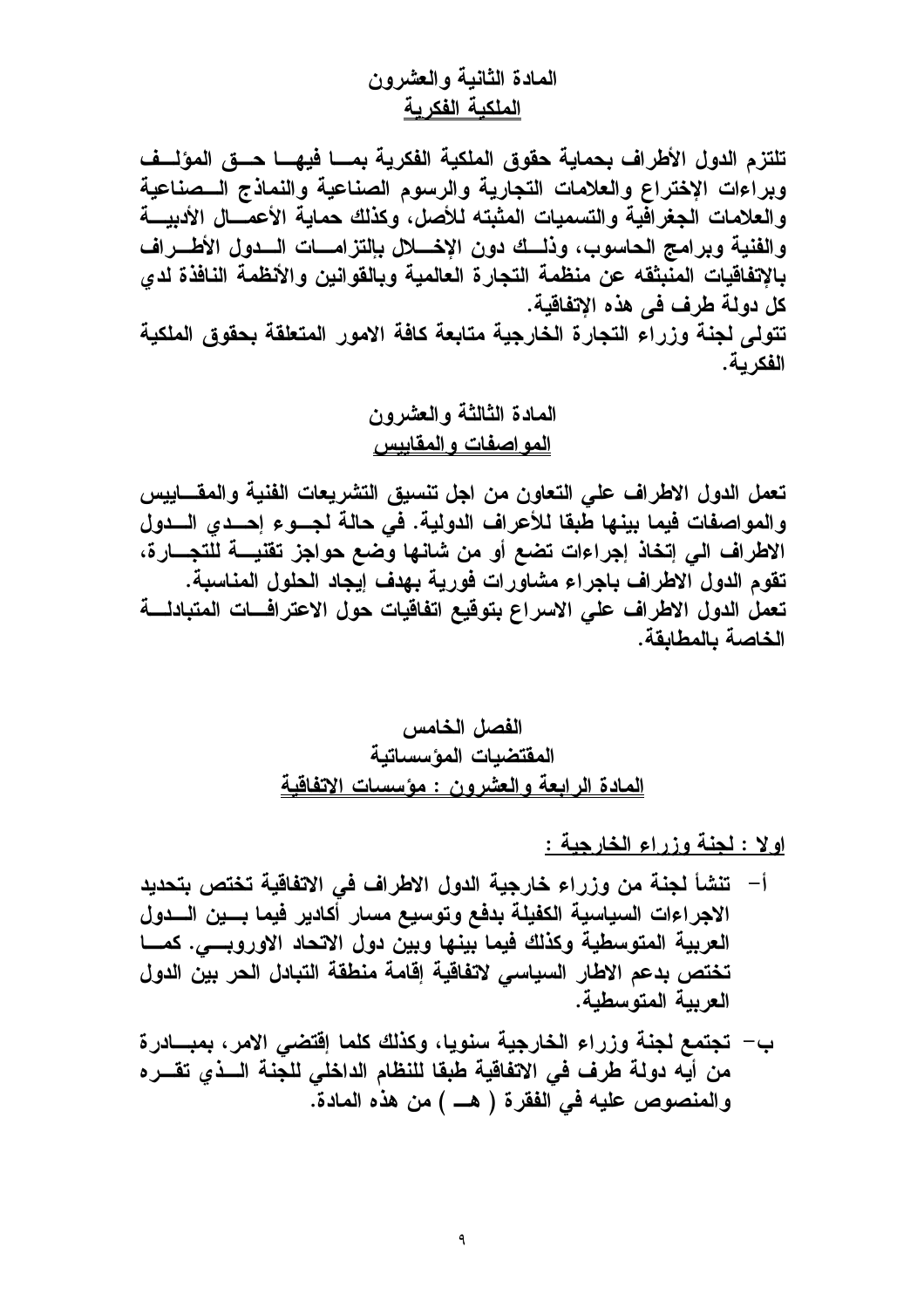## المادة الثانية والعشرون
## الملكية الفكرية

تلتزم الدول الأطراف بحماية حقوق الملكية الفكرية بما فيها حق المؤلف وبراءات الإختراع والعلامات التجارية والرسوم الصناعية والنماذج الصناعية والعلامات الجغرافية والتسميات المثبته للأصل، وكذلك حماية الأعمال الأدبية والفنية وبرامج الحاسوب، وذلك دون الإخلال بإلتزامات الدول الأطراف بالإتفاقيات المنبثقه عن منظمة التجارة العالمية وبالقوانين والأنظمة النافذة لدي كل دولة طرف فى هذه الإتفاقية.

تتولى لجنة وزراء التجارة الخارجية متابعة كافة الامور المتعلقة بحقوق الملكية الفكرية.

## المادة الثالثة والعشرون
## المواصفات والمقاييس

تعمل الدول الاطراف علي التعاون من اجل تنسيق التشريعات الفنية والمقاييس والمواصفات فيما بينها طبقا للأعراف الدولية. في حالة لجوء إحدي الدول الاطراف الي إتخاذ إجراءات تضع أو من شانها وضع حواجز تقنية للتجارة، تقوم الدول الاطراف باجراء مشاورات فورية بهدف إيجاد الحلول المناسبة.

تعمل الدول الاطراف علي الاسراع بتوقيع اتفاقيات حول الاعترافات المتبادلة الخاصة بالمطابقة.

# الفصل الخامس
# المقتضيات المؤسساتية
## المادة الرابعة والعشرون : مؤسسات الاتفاقية

**اولا : لجنة وزراء الخارجية :**

أ- تنشأ لجنة من وزراء خارجية الدول الاطراف في الاتفاقية تختص بتحديد الاجراءات السياسية الكفيلة بدفع وتوسيع مسار أكادير فيما بين الدول العربية المتوسطية وكذلك فيما بينها وبين دول الاتحاد الاوروبي. كما تختص بدعم الاطار السياسي لاتفاقية إقامة منطقة التبادل الحر بين الدول العربية المتوسطية.

ب- تجتمع لجنة وزراء الخارجية سنويا، وكذلك كلما إقتضي الامر، بمبادرة من أيه دولة طرف في الاتفاقية طبقا للنظام الداخلي للجنة الذي تقره والمنصوص عليه في الفقرة ( هـ ) من هذه المادة.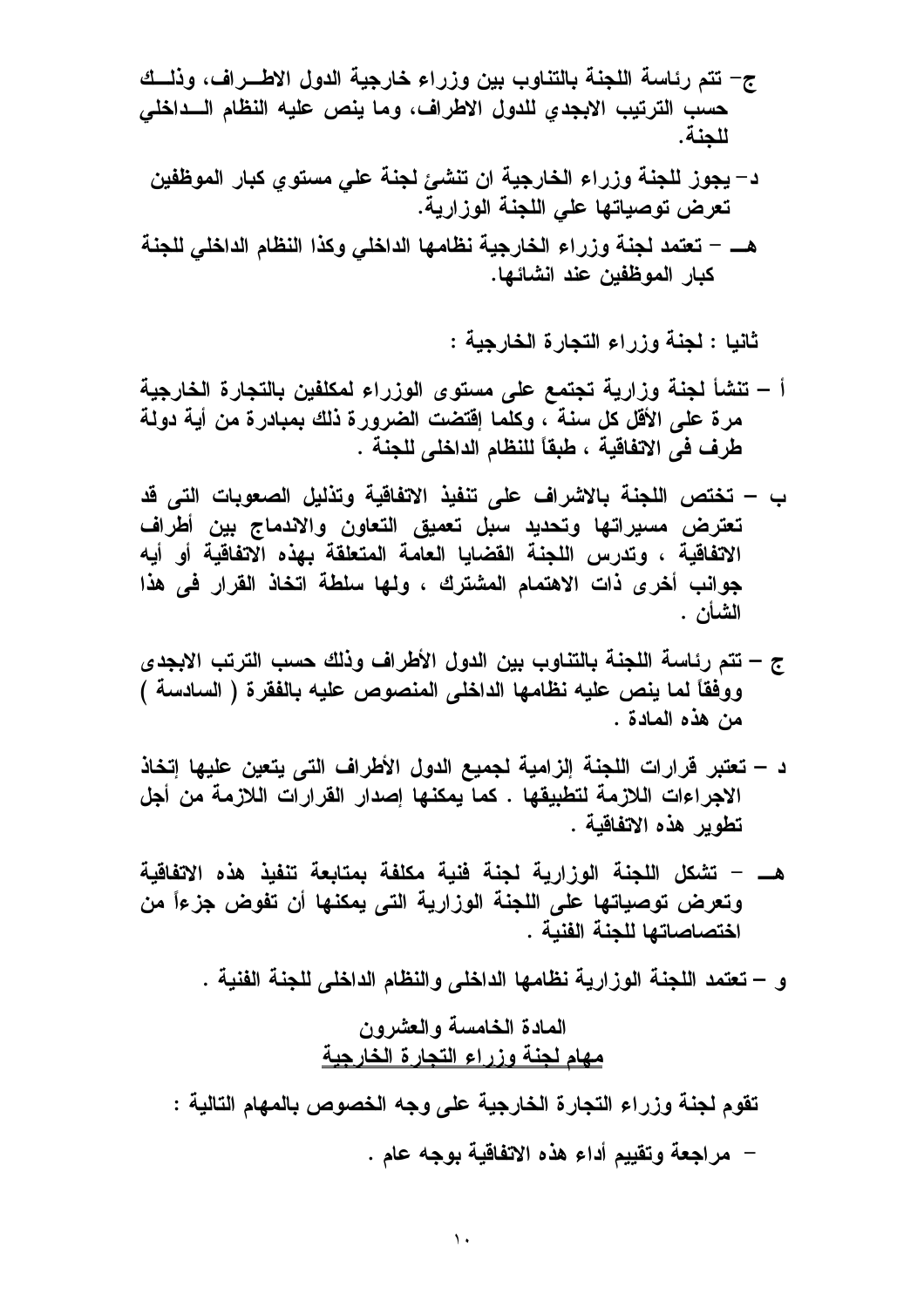ج- تتم رئاسة اللجنة بالتناوب بين وزراء خارجية الدول الاطـراف، وذلـك حسب الترتيب الابجدي للدول الاطراف، وما ينص عليه النظام الـداخلي للجنة.

د- يجوز للجنة وزراء الخارجية ان تنشئ لجنة علي مستوي كبار الموظفين تعرض توصياتها علي اللجنة الوزارية.

هـ - تعتمد لجنة وزراء الخارجية نظامها الداخلي وكذا النظام الداخلي للجنة كبار الموظفين عند انشائها.

ثانيا : لجنة وزراء التجارة الخارجية :

أ – تنشأ لجنة وزارية تجتمع على مستوى الوزراء لمكلفين بالتجارة الخارجية مرة على الأقل كل سنة ، وكلما إقتضت الضرورة ذلك بمبادرة من أية دولة طرف فى الاتفاقية ، طبقاً للنظام الداخلى للجنة .

ب – تختص اللجنة بالاشراف على تنفيذ الاتفاقية وتذليل الصعوبات التى قد تعترض مسيراتها وتحديد سبل تعميق التعاون والاندماج بين أطراف الاتفاقية ، وتدرس اللجنة القضايا العامة المتعلقة بهذه الاتفاقية أو أيه جوانب أخرى ذات الاهتمام المشترك ، ولها سلطة اتخاذ القرار فى هذا الشأن .

ج – تتم رئاسة اللجنة بالتناوب بين الدول الأطراف وذلك حسب الترتب الابجدى ووفقاً لما ينص عليه نظامها الداخلى المنصوص عليه بالفقرة ( السادسة ) من هذه المادة .

د – تعتبر قرارات اللجنة إلزامية لجميع الدول الأطراف التى يتعين عليها إتخاذ الاجراءات اللازمة لتطبيقها . كما يمكنها إصدار القرارات اللازمة من أجل تطوير هذه الاتفاقية .

هـ - تشكل اللجنة الوزارية لجنة فنية مكلفة بمتابعة تنفيذ هذه الاتفاقية وتعرض توصياتها على اللجنة الوزارية التى يمكنها أن تفوض جزءاً من اختصاصاتها للجنة الفنية .

و – تعتمد اللجنة الوزارية نظامها الداخلى والنظام الداخلى للجنة الفنية .

## المادة الخامسة والعشرون
## مهام لجنة وزراء التجارة الخارجية

تقوم لجنة وزراء التجارة الخارجية على وجه الخصوص بالمهام التالية :

- مراجعة وتقييم أداء هذه الاتفاقية بوجه عام .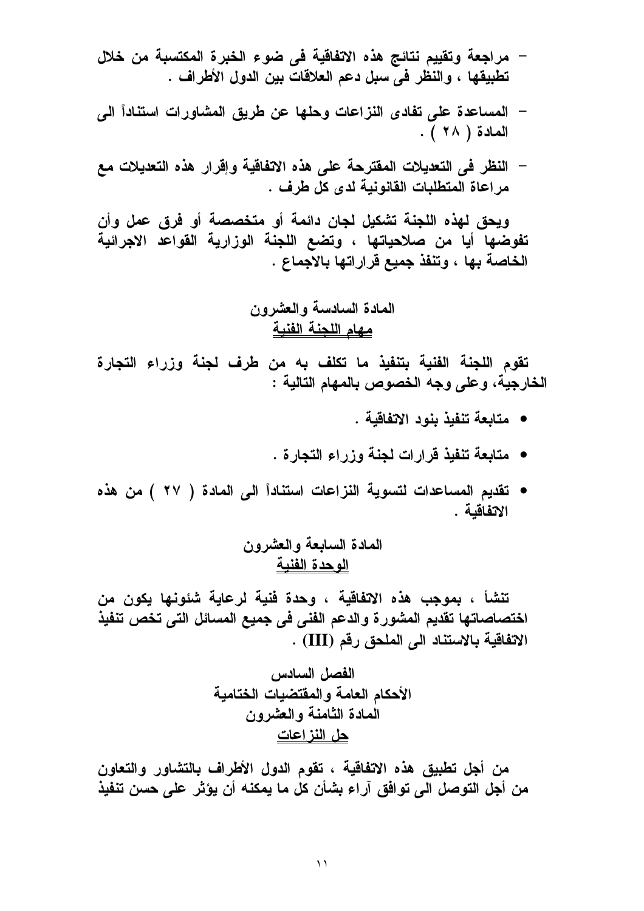- مراجعة وتقييم نتائج هذه الاتفاقية فى ضوء الخبرة المكتسبة من خلال تطبيقها ، والنظر فى سبل دعم العلاقات بين الدول الأطراف .

- المساعدة على تفادى النزاعات وحلها عن طريق المشاورات استناداً الى المادة ( ٢٨ ) .

- النظر فى التعديلات المقترحة على هذه الاتفاقية وإقرار هذه التعديلات مع مراعاة المتطلبات القانونية لدى كل طرف .

ويحق لهذه اللجنة تشكيل لجان دائمة أو متخصصة أو فرق عمل وأن تفوضها أيا من صلاحياتها ، وتضع اللجنة الوزارية القواعد الاجرائية الخاصة بها ، وتنفذ جميع قراراتها بالاجماع .

### المادة السادسة والعشرون
### مهام اللجنة الفنية

تقوم اللجنة الفنية بتنفيذ ما تكلف به من طرف لجنة وزراء التجارة الخارجية، وعلى وجه الخصوص بالمهام التالية :

- متابعة تنفيذ بنود الاتفاقية .
- متابعة تنفيذ قرارات لجنة وزراء التجارة .
- تقديم المساعدات لتسوية النزاعات استناداً الى المادة ( ٢٧ ) من هذه الاتفاقية .

### المادة السابعة والعشرون
### الوحدة الفنية

تنشأ ، بموجب هذه الاتفاقية ، وحدة فنية لرعاية شئونها يكون من اختصاصاتها تقديم المشورة والدعم الفنى فى جميع المسائل التى تخص تنفيذ الاتفاقية بالاستناد الى الملحق رقم (III) .

## الفصل السادس
## الأحكام العامة والمقتضيات الختامية

### المادة الثامنة والعشرون
### حل النزاعات

من أجل تطبيق هذه الاتفاقية ، تقوم الدول الأطراف بالتشاور والتعاون من أجل التوصل الى توافق آراء بشأن كل ما يمكنه أن يؤثر على حسن تنفيذ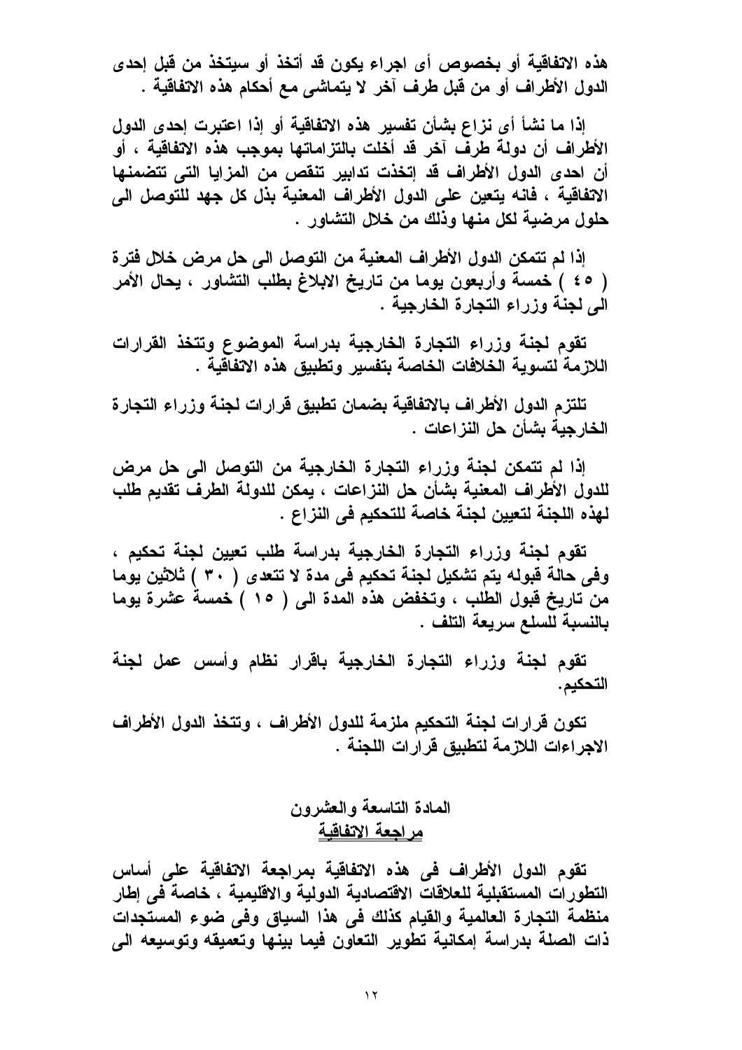هذه الاتفاقية أو بخصوص أى اجراء يكون قد أتخذ أو سيتخذ من قبل إحدى الدول الأطراف أو من قبل طرف آخر لا يتماشى مع أحكام هذه الاتفاقية .

إذا ما نشأ أى نزاع بشأن تفسير هذه الاتفاقية أو إذا اعتبرت إحدى الدول الأطراف أن دولة طرف آخر قد أخلت بالتزاماتها بموجب هذه الاتفاقية ، أو أن احدى الدول الأطراف قد إتخذت تدابير تنقص من المزايا التى تتضمنها الاتفاقية ، فانه يتعين على الدول الأطراف المعنية بذل كل جهد للتوصل الى حلول مرضية لكل منها وذلك من خلال التشاور .

إذا لم تتمكن الدول الأطراف المعنية من التوصل الى حل مرض خلال فترة ( ٤٥ ) خمسة وأربعون يوما من تاريخ الابلاغ بطلب التشاور ، يحال الأمر الى لجنة وزراء التجارة الخارجية .

تقوم لجنة وزراء التجارة الخارجية بدراسة الموضوع وتتخذ القرارات اللازمة لتسوية الخلافات الخاصة بتفسير وتطبيق هذه الاتفاقية .

تلتزم الدول الأطراف بالاتفاقية بضمان تطبيق قرارات لجنة وزراء التجارة الخارجية بشأن حل النزاعات .

إذا لم تتمكن لجنة وزراء التجارة الخارجية من التوصل الى حل مرض للدول الأطراف المعنية بشأن حل النزاعات ، يمكن للدولة الطرف تقديم طلب لهذه اللجنة لتعيين لجنة خاصة للتحكيم فى النزاع .

تقوم لجنة وزراء التجارة الخارجية بدراسة طلب تعيين لجنة تحكيم ، وفى حالة قبوله يتم تشكيل لجنة تحكيم فى مدة لا تتعدى ( ٣٠ ) ثلاثين يوما من تاريخ قبول الطلب ، وتخفض هذه المدة الى ( ١٥ ) خمسة عشرة يوما بالنسبة للسلع سريعة التلف .

تقوم لجنة وزراء التجارة الخارجية باقرار نظام وأسس عمل لجنة التحكيم.

تكون قرارات لجنة التحكيم ملزمة للدول الأطراف ، وتتخذ الدول الأطراف الاجراءات اللازمة لتطبيق قرارات اللجنة .

## المادة التاسعة والعشرون
### مراجعة الاتفاقية

تقوم الدول الأطراف فى هذه الاتفاقية بمراجعة الاتفاقية على أساس التطورات المستقبلية للعلاقات الاقتصادية الدولية والاقليمية ، خاصة فى إطار منظمة التجارة العالمية والقيام كذلك فى هذا السياق وفى ضوء المستجدات ذات الصلة بدراسة إمكانية تطوير التعاون فيما بينها وتعميقه وتوسيعه الى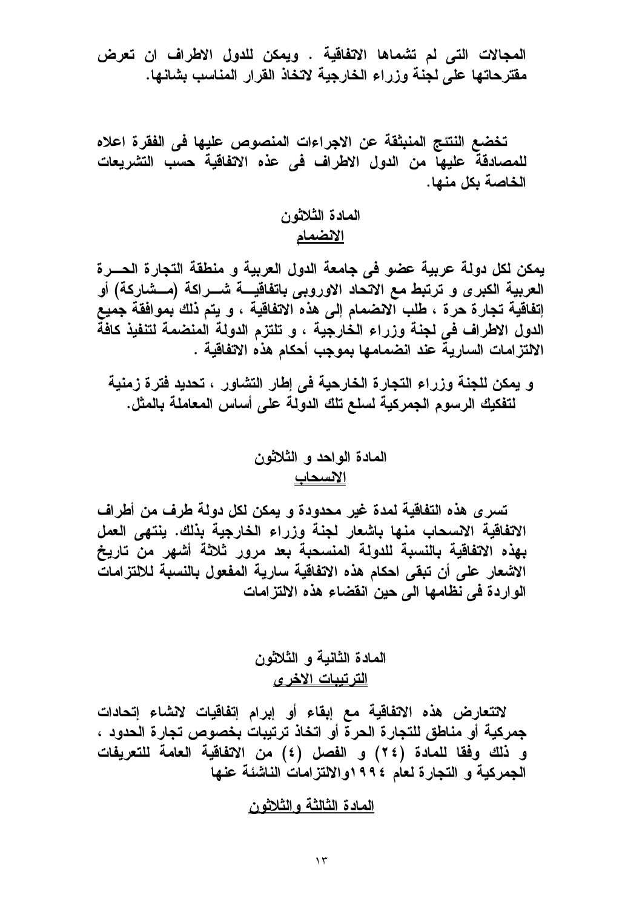المجالات التى لم تشماها الاتفاقية . ويمكن للدول الاطراف ان تعرض مقترحاتها على لجنة وزراء الخارجية لاتخاذ القرار المناسب بشانها.

تخضع النتئج المنبثقة عن الاجراءات المنصوص عليها فى الفقرة اعلاه للمصادقة عليها من الدول الاطراف فى عذه الاتفاقية حسب التشريعات الخاصة بكل منها.

## المادة الثلاثون
## <u>الانضمام</u>

يمكن لكل دولة عربية عضو فى جامعة الدول العربية و منطقة التجارة الحـــرة العربية الكبرى و ترتبط مع الاتحاد الاوروبى باتفاقيـــة شـــراكة (مـــشاركة) أو إتفاقية تجارة حرة ، طلب الانضمام إلى هذه الاتفاقية ، و يتم ذلك بموافقة جميع الدول الاطراف فى لجنة وزراء الخارجية ، و تلتزم الدولة المنضمة لتنفيذ كافة الالتزامات السارية عند انضمامها بموجب أحكام هذه الاتفاقية .

و يمكن للجنة وزراء التجارة الخارحية فى إطار التشاور ، تحديد فترة زمنية لتفكيك الرسوم الجمركية لسلع تلك الدولة على أساس المعاملة بالمثل.

## المادة الواحد و الثلاثون
## <u>الانسحاب</u>

تسرى هذه التفاقية لمدة غير محدودة و يمكن لكل دولة طرف من أطراف الاتفاقية الانسحاب منها باشعار لجنة وزراء الخارجية بذلك. ينتهى العمل بهذه الاتفاقية بالنسبة للدولة المنسحبة بعد مرور ثلاثة أشهر من تاريخ الاشعار على أن تبقى احكام هذه الاتفاقية سارية المفعول بالنسبة للالتزامات الواردة فى نظامها الى حين انقضاء هذه الالتزامات

## المادة الثانية و الثلاثون
## <u>الترتيبات الاخرى</u>

لاتتعارض هذه الاتفاقية مع إبقاء أو إبرام إتفاقيات لانشاء إتحادات جمركية أو مناطق للتجارة الحرة أو اتخاذ ترتيبات بخصوص تجارة الحدود ، و ذلك وفقا للمادة (٢٤) و الفصل (٤) من الاتفاقية العامة للتعريفات الجمركية و التجارة لعام ١٩٩٤والالتزامات الناشئة عنها

## <u>المادة الثالثة والثلاثون</u>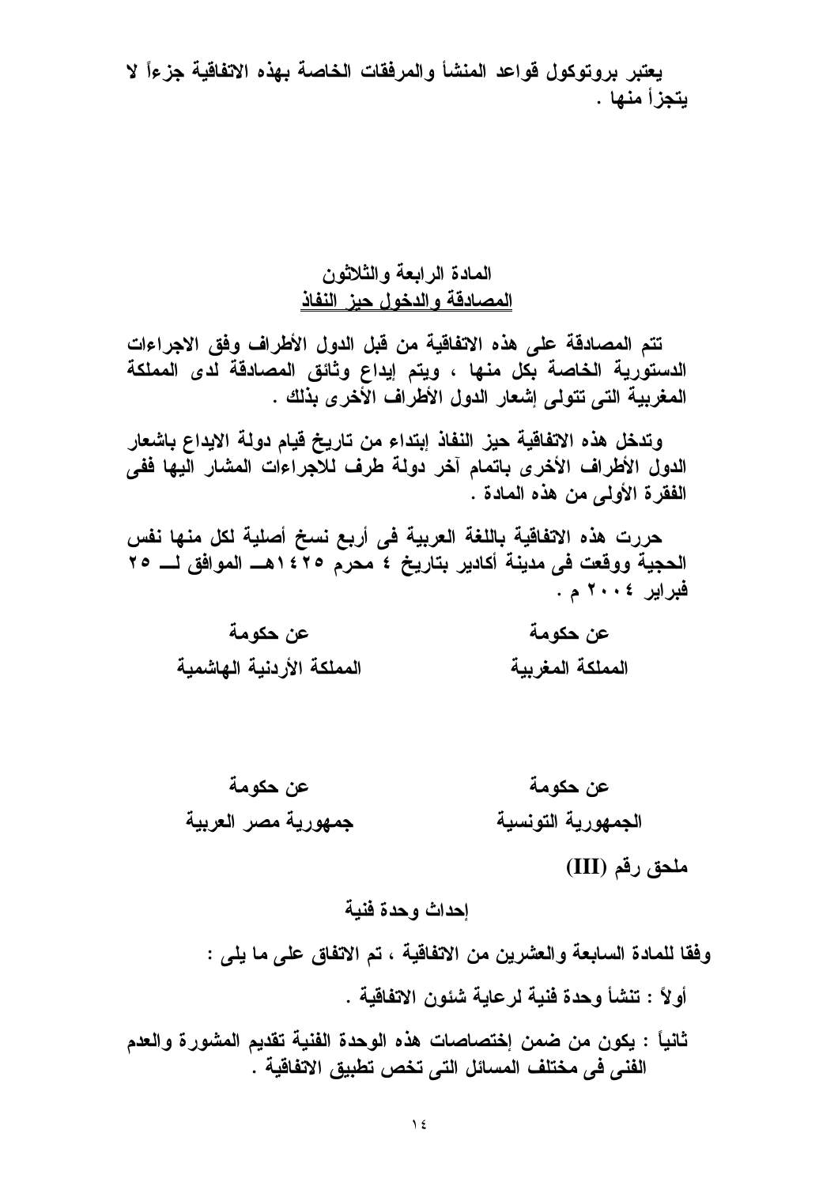يعتبر بروتوكول قواعد المنشأ والمرفقات الخاصة بهذه الاتفاقية جزءاً لا يتجزأ منها .

### المادة الرابعة والثلاثون
### المصادقة والدخول حيز النفاذ

تتم المصادقة على هذه الاتفاقية من قبل الدول الأطراف وفق الاجراءات الدستورية الخاصة بكل منها ، ويتم إيداع وثائق المصادقة لدى المملكة المغربية التى تتولى إشعار الدول الأطراف الأخرى بذلك .

وتدخل هذه الاتفاقية حيز النفاذ إبتداء من تاريخ قيام دولة الايداع باشعار الدول الأطراف الأخرى باتمام آخر دولة طرف للاجراءات المشار اليها ففى الفقرة الأولى من هذه المادة .

حررت هذه الاتفاقية باللغة العربية فى أربع نسخ أصلية لكل منها نفس الحجية ووقعت فى مدينة أكادير بتاريخ ٤ محرم ١٤٢٥هـ الموافق لـ ٢٥ فبراير ٢٠٠٤ م .

عن حكومة
المملكة المغربية

عن حكومة
المملكة الأردنية الهاشمية

عن حكومة
الجمهورية التونسية

عن حكومة
جمهورية مصر العربية

ملحق رقم (III)

### إحداث وحدة فنية

وفقا للمادة السابعة والعشرين من الاتفاقية ، تم الاتفاق على ما يلى :

أولاً : تنشأ وحدة فنية لرعاية شئون الاتفاقية .

ثانياً : يكون من ضمن إختصاصات هذه الوحدة الفنية تقديم المشورة والعدم الفنى فى مختلف المسائل التى تخص تطبيق الاتفاقية .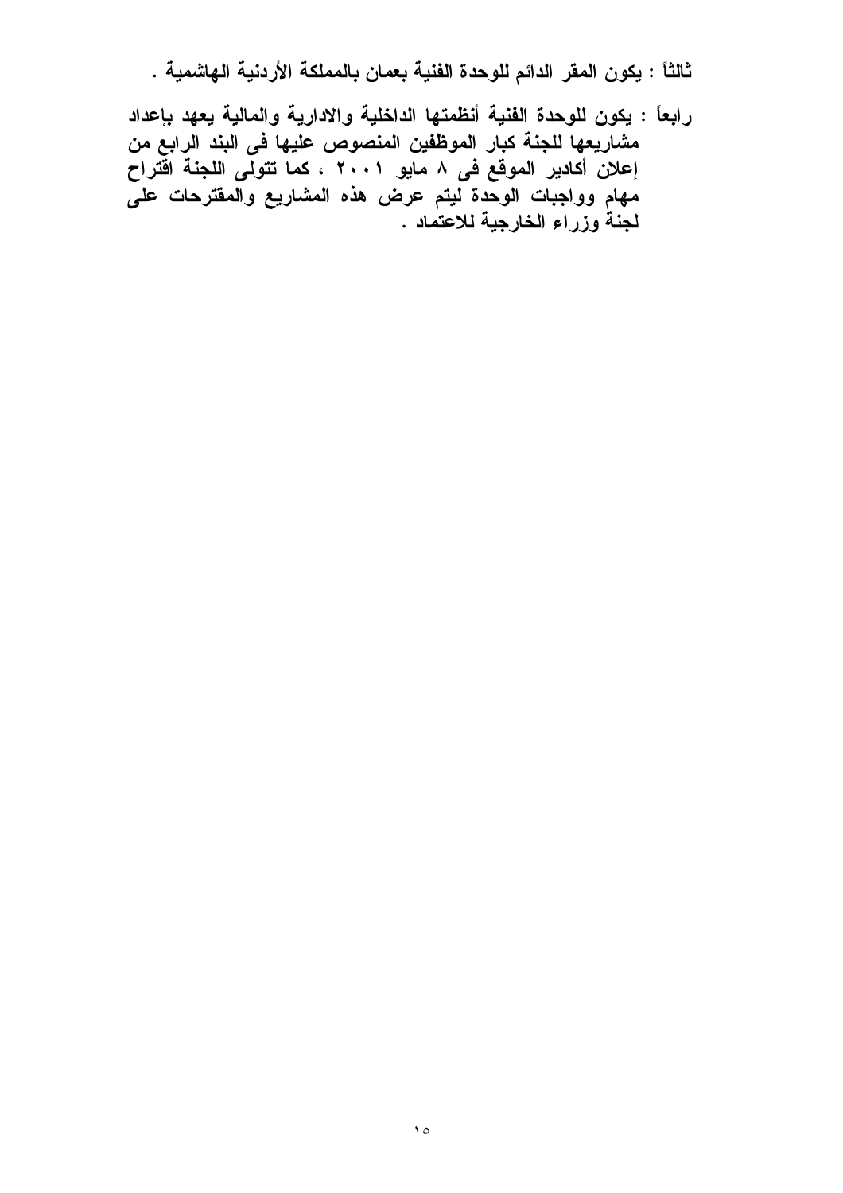ثالثاً : يكون المقر الدائم للوحدة الفنية بعمان بالمملكة الأردنية الهاشمية .

رابعاً : يكون للوحدة الفنية أنظمتها الداخلية والادارية والمالية يعهد بإعداد مشاريعها للجنة كبار الموظفين المنصوص عليها فى البند الرابع من إعلان أكادير الموقع فى ٨ مايو ٢٠٠١ ، كما تتولى اللجنة اقتراح مهام وواجبات الوحدة ليتم عرض هذه المشاريع والمقترحات على لجنة وزراء الخارجية للاعتماد .